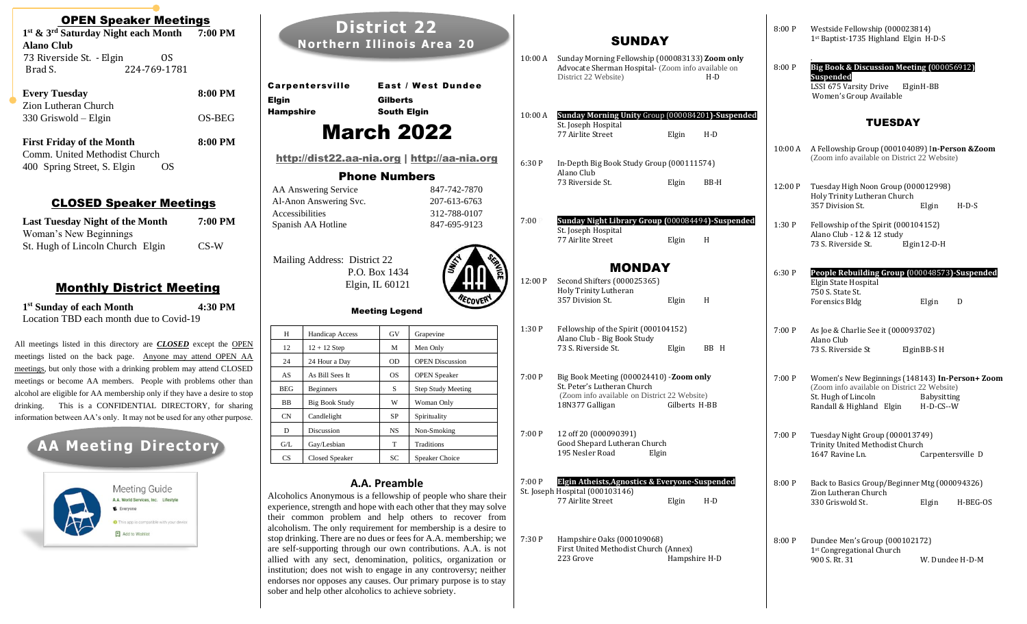## OPEN Speaker Meetings

**1st & 3rd Saturday Night each Month** **7:00 PM**
**Alano Club**
73 Riverside St. - Elgin OS
Brad S. 224-769-1781

**Every Tuesday** **8:00 PM**
Zion Lutheran Church
330 Griswold – Elgin OS-BEG

**First Friday of the Month** **8:00 PM**
Comm. United Methodist Church
400 Spring Street, S. Elgin OS

## CLOSED Speaker Meetings

**Last Tuesday Night of the Month** **7:00 PM**
Woman's New Beginnings
St. Hugh of Lincoln Church Elgin CS-W

## Monthly District Meeting

**1st Sunday of each Month** **4:30 PM**
Location TBD each month due to Covid-19

All meetings listed in this directory are ***CLOSED*** except the OPEN meetings listed on the back page. Anyone may attend OPEN AA meetings, but only those with a drinking problem may attend CLOSED meetings or become AA members. People with problems other than alcohol are eligible for AA membership only if they have a desire to stop drinking. This is a CONFIDENTIAL DIRECTORY, for sharing information between AA's only. It may not be used for any other purpose.

## AA Meeting Directory

Meeting Guide
A.A. World Services, Inc. Lifestyle
Everyone
This app is compatible with your device
Add to Wishlist

# District 22
## Northern Illinois Area 20

**Carpentersville** **East / West Dundee**
**Elgin** **Gilberts**
**Hampshire** **South Elgin**

# March 2022

http://dist22.aa-nia.org | http://aa-nia.org

### Phone Numbers

| | |
|---|---|
| AA Answering Service | 847-742-7870 |
| Al-Anon Answering Svc. | 207-613-6763 |
| Accessibilities | 312-788-0107 |
| Spanish AA Hotline | 847-695-9123 |

Mailing Address: District 22
P.O. Box 1434
Elgin, IL 60121

UNITY SERVICE RECOVERY

### Meeting Legend

| | | | |
|---|---|---|---|
| H | Handicap Access | GV | Grapevine |
| 12 | 12 + 12 Step | M | Men Only |
| 24 | 24 Hour a Day | OD | OPEN Discussion |
| AS | As Bill Sees It | OS | OPEN Speaker |
| BEG | Beginners | S | Step Study Meeting |
| BB | Big Book Study | W | Woman Only |
| CN | Candlelight | SP | Spirituality |
| D | Discussion | NS | Non-Smoking |
| G/L | Gay/Lesbian | T | Traditions |
| CS | Closed Speaker | SC | Speaker Choice |

### A.A. Preamble

Alcoholics Anonymous is a fellowship of people who share their experience, strength and hope with each other that they may solve their common problem and help others to recover from alcoholism. The only requirement for membership is a desire to stop drinking. There are no dues or fees for A.A. membership; we are self-supporting through our own contributions. A.A. is not allied with any sect, denomination, politics, organization or institution; does not wish to engage in any controversy; neither endorses nor opposes any causes. Our primary purpose is to stay sober and help other alcoholics to achieve sobriety.

## SUNDAY

10:00 A Sunday Morning Fellowship (000083133) **Zoom only**
Advocate Sherman Hospital- (Zoom info available on District 22 Website) H-D

10:00 A **Sunday Morning Unity** Group (000084201)**-Suspended**
St. Joseph Hospital
77 Airlite Street Elgin H-D

6:30 P In-Depth Big Book Study Group (000111574)
Alano Club
73 Riverside St. Elgin BB-H

7:00 P **Sunday Night Library Group (**000084494**)-Suspended**
St. Joseph Hospital
77 Airlite Street Elgin H

## MONDAY

12:00 P Second Shifters (000025365)
Holy Trinity Lutheran
357 Division St. Elgin H

1:30 P Fellowship of the Spirit (000104152)
Alano Club - Big Book Study
73 S. Riverside St. Elgin BB H

7:00 P Big Book Meeting (000024410) -**Zoom only**
St. Peter's Lutheran Church
(Zoom info available on District 22 Website)
18N377 Galligan Gilberts H-BB

7:00 P 12 off 20 (000090391)
Good Shepard Lutheran Church
195 Nesler Road Elgin

7:00 P **Elgin Atheists,Agnostics & Everyone-Suspended**
St. Joseph Hospital (000103146)
77 Airlite Street Elgin H-D

7:30 P Hampshire Oaks (000109068)
First United Methodist Church (Annex)
223 Grove Hampshire H-D

8:00 P Westside Fellowship (000023814)
1st Baptist-1735 Highland Elgin H-D-S

8:00 P **Big Book & Discussion Meeting (**000056912**) Suspended**
LSSI 675 Varsity Drive Elgin H-BB
Women's Group Available

## TUESDAY

10:00 A A Fellowship Group (000104089) I**n-Person &Zoom**
(Zoom info available on District 22 Website)

12:00 P Tuesday High Noon Group (000012998)
Holy Trinity Lutheran Church
357 Division St. Elgin H-D-S

1:30 P Fellowship of the Spirit (000104152)
Alano Club - 12 & 12 study
73 S. Riverside St. Elgin 12-D-H

6:30 P **People Rebuilding Group (**000048573**)-Suspended**
Elgin State Hospital
750 S. State St.
Forensics Bldg Elgin D

7:00 P As Joe & Charlie See it (000093702)
Alano Club
73 S. Riverside St Elgin BB-S H

7:00 P Women's New Beginnings (148143) **In-Person+ Zoom**
(Zoom info available on District 22 Website)
St. Hugh of Lincoln Babysitting
Randall & Highland Elgin H-D-CS--W

7:00 P Tuesday Night Group (000013749)
Trinity United Methodist Church
1647 Ravine Ln. Carpentersville D

8:00 P Back to Basics Group/Beginner Mtg (000094326)
Zion Lutheran Church
330 Griswold St. Elgin H-BEG-OS

8:00 P Dundee Men's Group (000102172)
1st Congregational Church
900 S. Rt. 31 W. Dundee H-D-M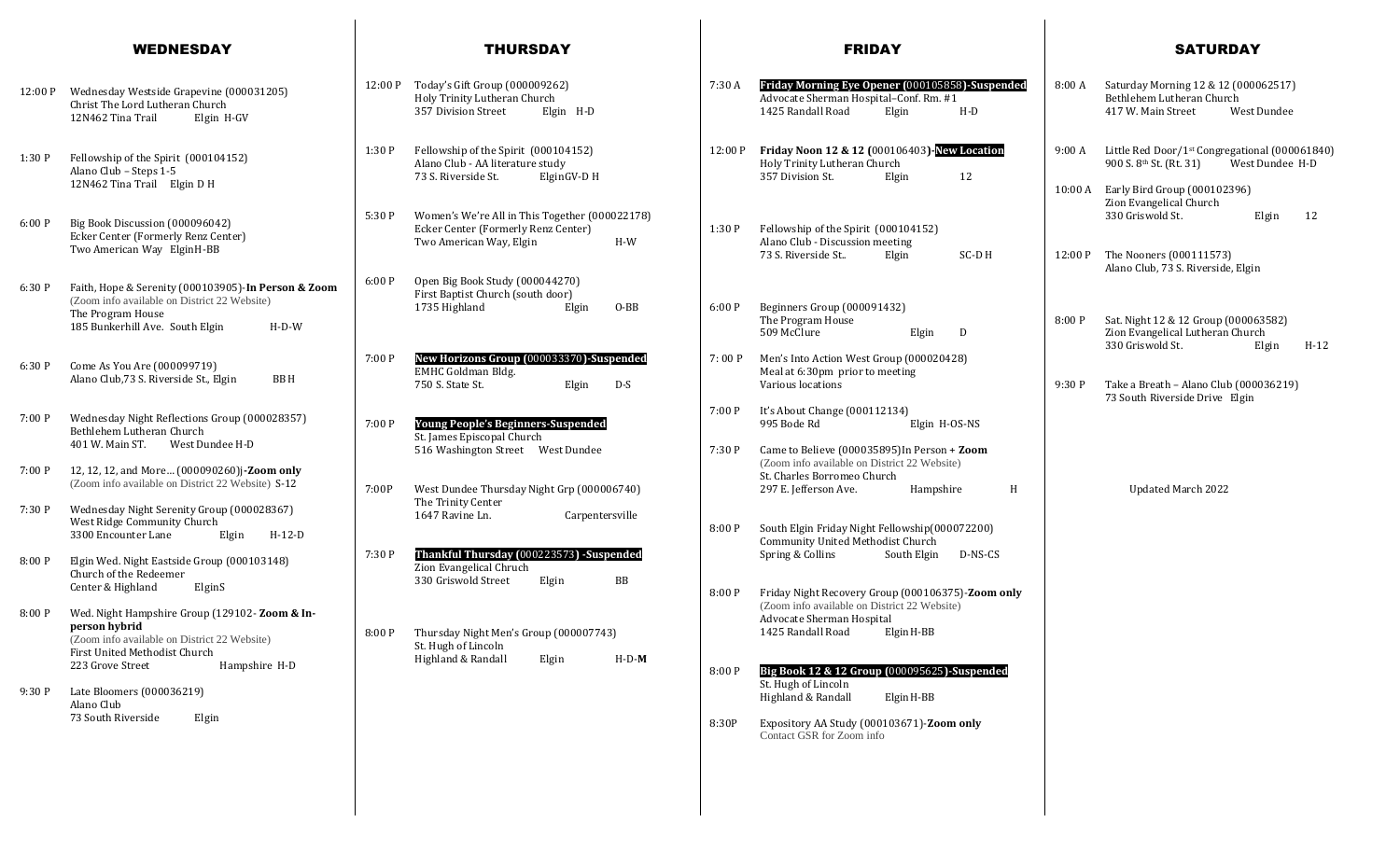## WEDNESDAY

12:00 P — Wednesday Westside Grapevine (000031205)
Christ The Lord Lutheran Church
12N462 Tina Trail Elgin H-GV

1:30 P — Fellowship of the Spirit (000104152)
Alano Club – Steps 1-5
12N462 Tina Trail Elgin D H

6:00 P — Big Book Discussion (000096042)
Ecker Center (Formerly Renz Center)
Two American Way ElginH-BB

6:30 P — Faith, Hope & Serenity (000103905)-**In Person & Zoom**
(Zoom info available on District 22 Website)
The Program House
185 Bunkerhill Ave. South Elgin H-D-W

6:30 P — Come As You Are (000099719)
Alano Club,73 S. Riverside St., Elgin BB H

7:00 P — Wednesday Night Reflections Group (000028357)
Bethlehem Lutheran Church
401 W. Main ST. West Dundee H-D

7:00 P — 12, 12, 12, and More… (000090260)j-**Zoom only**
(Zoom info available on District 22 Website) S-12

7:30 P — Wednesday Night Serenity Group (000028367)
West Ridge Community Church
3300 Encounter Lane Elgin H-12-D

8:00 P — Elgin Wed. Night Eastside Group (000103148)
Church of the Redeemer
Center & Highland ElginS

8:00 P — Wed. Night Hampshire Group (129102- **Zoom & In-person hybrid**
(Zoom info available on District 22 Website)
First United Methodist Church
223 Grove Street Hampshire H-D

9:30 P — Late Bloomers (000036219)
Alano Club
73 South Riverside Elgin

## THURSDAY

12:00 P — Today's Gift Group (000009262)
Holy Trinity Lutheran Church
357 Division Street Elgin H-D

1:30 P — Fellowship of the Spirit (000104152)
Alano Club - AA literature study
73 S. Riverside St. ElginGV-D H

5:30 P — Women's We're All in This Together (000022178)
Ecker Center (Formerly Renz Center)
Two American Way, Elgin H-W

6:00 P — Open Big Book Study (000044270)
First Baptist Church (south door)
1735 Highland Elgin O-BB

7:00 P — **New Horizons Group (000033370)-Suspended**
EMHC Goldman Bldg.
750 S. State St. Elgin D-S

7:00 P — **Young People's Beginners-Suspended**
St. James Episcopal Church
516 Washington Street West Dundee

7:00P — West Dundee Thursday Night Grp (000006740)
The Trinity Center
1647 Ravine Ln. Carpentersville

7:30 P — **Thankful Thursday (000223573) -Suspended**
Zion Evangelical Chruch
330 Griswold Street Elgin BB

8:00 P — Thursday Night Men's Group (000007743)
St. Hugh of Lincoln
Highland & Randall Elgin H-D-**M**

## FRIDAY

7:30 A — **Friday Morning Eye Opener (000105858)-Suspended**
Advocate Sherman Hospital–Conf. Rm. #1
1425 Randall Road Elgin H-D

12:00 P — **Friday Noon 12 & 12 (000106403)-New Location**
Holy Trinity Lutheran Church
357 Division St. Elgin 12

1:30 P — Fellowship of the Spirit (000104152)
Alano Club - Discussion meeting
73 S. Riverside St.. Elgin SC-D H

6:00 P — Beginners Group (000091432)
The Program House
509 McClure Elgin D

7: 00 P — Men's Into Action West Group (000020428)
Meal at 6:30pm prior to meeting
Various locations

7:00 P — It's About Change (000112134)
995 Bode Rd Elgin H-OS-NS

7:30 P — Came to Believe (000035895)In Person + **Zoom**
(Zoom info available on District 22 Website)
St. Charles Borromeo Church
297 E. Jefferson Ave. Hampshire H

8:00 P — South Elgin Friday Night Fellowship(000072200)
Community United Methodist Church
Spring & Collins South Elgin D-NS-CS

8:00 P — Friday Night Recovery Group (000106375)-**Zoom only**
(Zoom info available on District 22 Website)
Advocate Sherman Hospital
1425 Randall Road Elgin H-BB

8:00 P — **Big Book 12 & 12 Group (000095625)-Suspended**
St. Hugh of Lincoln
Highland & Randall Elgin H-BB

8:30P — Expository AA Study (000103671)-**Zoom only**
Contact GSR for Zoom info

## SATURDAY

8:00 A — Saturday Morning 12 & 12 (000062517)
Bethlehem Lutheran Church
417 W. Main Street West Dundee

9:00 A — Little Red Door/1st Congregational (000061840)
900 S. 8th St. (Rt. 31) West Dundee H-D

10:00 A — Early Bird Group (000102396)
Zion Evangelical Church
330 Griswold St. Elgin 12

12:00 P — The Nooners (000111573)
Alano Club, 73 S. Riverside, Elgin

8:00 P — Sat. Night 12 & 12 Group (000063582)
Zion Evangelical Lutheran Church
330 Griswold St. Elgin H-12

9:30 P — Take a Breath – Alano Club (000036219)
73 South Riverside Drive Elgin

Updated March 2022